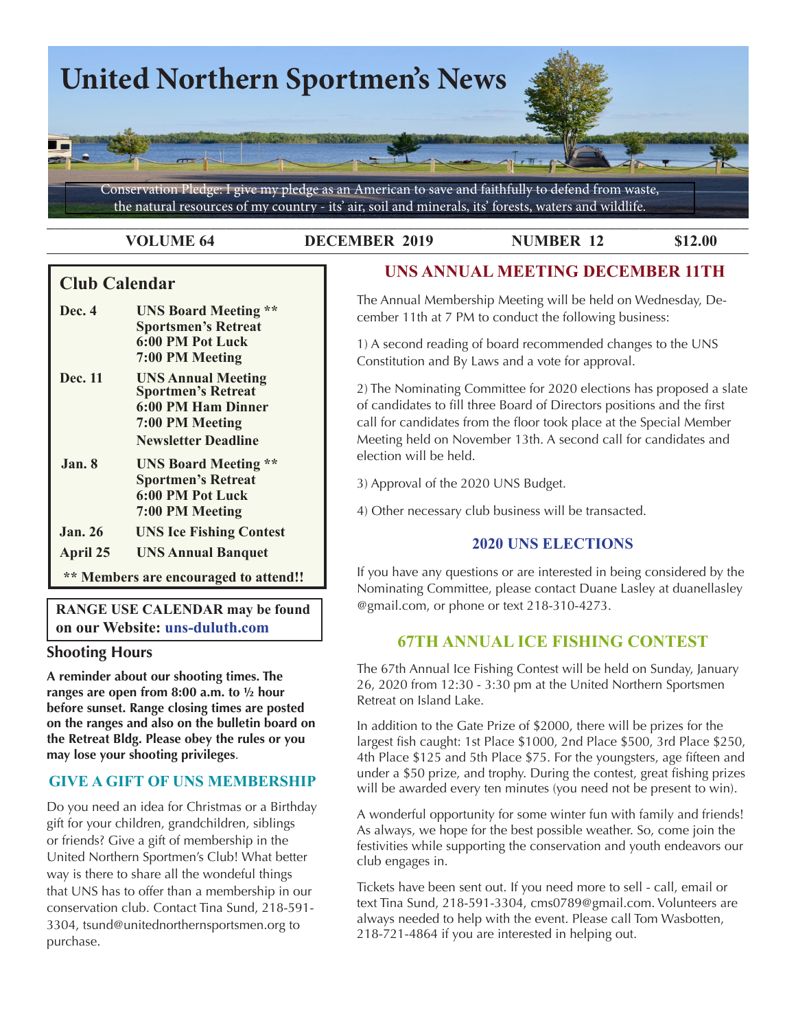# United Northern Sportmen's News

Conservation Pledge: I give my pledge as an American to save and faithfully to defend from waste, the natural resources of my country - its' air, soil and minerals, its' forests, waters and wildlife.

**VOLUME 64** | **DECEMBER 2019** | **NUMBER 12** | **$12.00**

## Club Calendar

| | |
|---|---|
| **Dec. 4** | **UNS Board Meeting \*\*** **Sportsmen's Retreat** **6:00 PM Pot Luck** **7:00 PM Meeting** |
| **Dec. 11** | **UNS Annual Meeting** **Sportmen's Retreat** **6:00 PM Ham Dinner** **7:00 PM Meeting** **Newsletter Deadline** |
| **Jan. 8** | **UNS Board Meeting \*\*** **Sportmen's Retreat** **6:00 PM Pot Luck** **7:00 PM Meeting** |
| **Jan. 26** | **UNS Ice Fishing Contest** |
| **April 25** | **UNS Annual Banquet** |

**\*\* Members are encouraged to attend!!**

**RANGE USE CALENDAR may be found on our Website: uns-duluth.com**

### Shooting Hours

**A reminder about our shooting times. The ranges are open from 8:00 a.m. to ½ hour before sunset. Range closing times are posted on the ranges and also on the bulletin board on the Retreat Bldg. Please obey the rules or you may lose your shooting privileges**.

### GIVE A GIFT OF UNS MEMBERSHIP

Do you need an idea for Christmas or a Birthday gift for your children, grandchildren, siblings or friends? Give a gift of membership in the United Northern Sportmen's Club! What better way is there to share all the wondeful things that UNS has to offer than a membership in our conservation club. Contact Tina Sund, 218-591-3304, tsund@unitednorthernsportsmen.org to purchase.

## UNS ANNUAL MEETING DECEMBER 11TH

The Annual Membership Meeting will be held on Wednesday, December 11th at 7 PM to conduct the following business:

1) A second reading of board recommended changes to the UNS Constitution and By Laws and a vote for approval.

2) The Nominating Committee for 2020 elections has proposed a slate of candidates to fill three Board of Directors positions and the first call for candidates from the floor took place at the Special Member Meeting held on November 13th. A second call for candidates and election will be held.

3) Approval of the 2020 UNS Budget.

4) Other necessary club business will be transacted.

### 2020 UNS ELECTIONS

If you have any questions or are interested in being considered by the Nominating Committee, please contact Duane Lasley at duanellasley @gmail.com, or phone or text 218-310-4273.

## 67TH ANNUAL ICE FISHING CONTEST

The 67th Annual Ice Fishing Contest will be held on Sunday, January 26, 2020 from 12:30 - 3:30 pm at the United Northern Sportsmen Retreat on Island Lake.

In addition to the Gate Prize of $2000, there will be prizes for the largest fish caught: 1st Place $1000, 2nd Place $500, 3rd Place $250, 4th Place $125 and 5th Place $75. For the youngsters, age fifteen and under a $50 prize, and trophy. During the contest, great fishing prizes will be awarded every ten minutes (you need not be present to win).

A wonderful opportunity for some winter fun with family and friends! As always, we hope for the best possible weather. So, come join the festivities while supporting the conservation and youth endeavors our club engages in.

Tickets have been sent out. If you need more to sell - call, email or text Tina Sund, 218-591-3304, cms0789@gmail.com. Volunteers are always needed to help with the event. Please call Tom Wasbotten, 218-721-4864 if you are interested in helping out.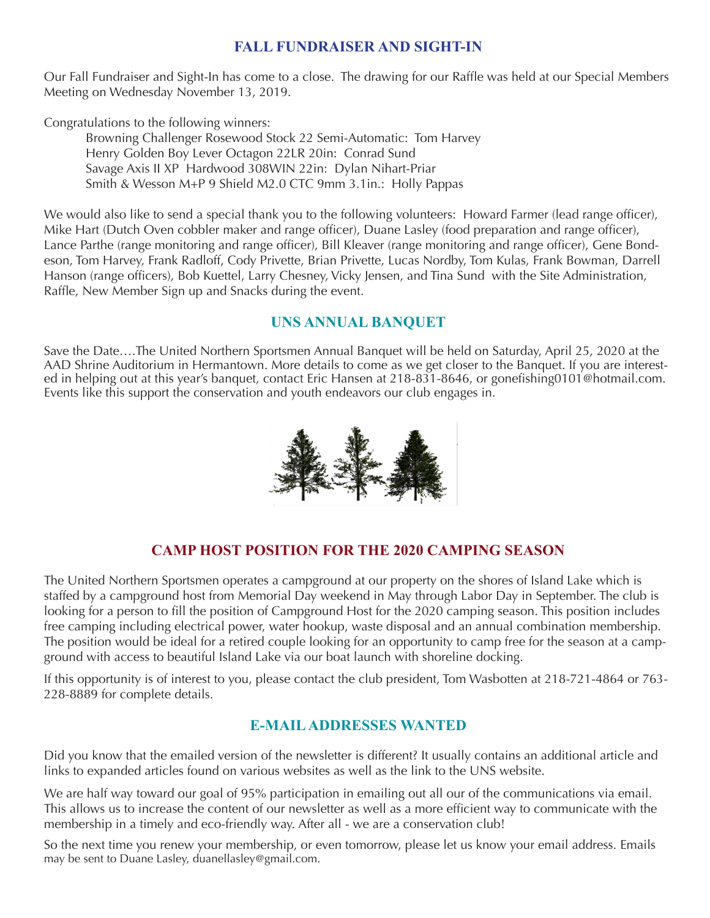## FALL FUNDRAISER AND SIGHT-IN

Our Fall Fundraiser and Sight-In has come to a close. The drawing for our Raffle was held at our Special Members Meeting on Wednesday November 13, 2019.

Congratulations to the following winners:

Browning Challenger Rosewood Stock 22 Semi-Automatic: Tom Harvey
Henry Golden Boy Lever Octagon 22LR 20in: Conrad Sund
Savage Axis II XP Hardwood 308WIN 22in: Dylan Nihart-Priar
Smith & Wesson M+P 9 Shield M2.0 CTC 9mm 3.1in.: Holly Pappas

We would also like to send a special thank you to the following volunteers: Howard Farmer (lead range officer), Mike Hart (Dutch Oven cobbler maker and range officer), Duane Lasley (food preparation and range officer), Lance Parthe (range monitoring and range officer), Bill Kleaver (range monitoring and range officer), Gene Bondeson, Tom Harvey, Frank Radloff, Cody Privette, Brian Privette, Lucas Nordby, Tom Kulas, Frank Bowman, Darrell Hanson (range officers), Bob Kuettel, Larry Chesney, Vicky Jensen, and Tina Sund with the Site Administration, Raffle, New Member Sign up and Snacks during the event.

## UNS ANNUAL BANQUET

Save the Date….The United Northern Sportsmen Annual Banquet will be held on Saturday, April 25, 2020 at the AAD Shrine Auditorium in Hermantown. More details to come as we get closer to the Banquet. If you are interested in helping out at this year's banquet, contact Eric Hansen at 218-831-8646, or gonefishing0101@hotmail.com. Events like this support the conservation and youth endeavors our club engages in.

## CAMP HOST POSITION FOR THE 2020 CAMPING SEASON

The United Northern Sportsmen operates a campground at our property on the shores of Island Lake which is staffed by a campground host from Memorial Day weekend in May through Labor Day in September. The club is looking for a person to fill the position of Campground Host for the 2020 camping season. This position includes free camping including electrical power, water hookup, waste disposal and an annual combination membership. The position would be ideal for a retired couple looking for an opportunity to camp free for the season at a campground with access to beautiful Island Lake via our boat launch with shoreline docking.

If this opportunity is of interest to you, please contact the club president, Tom Wasbotten at 218-721-4864 or 763-228-8889 for complete details.

## E-MAIL ADDRESSES WANTED

Did you know that the emailed version of the newsletter is different? It usually contains an additional article and links to expanded articles found on various websites as well as the link to the UNS website.

We are half way toward our goal of 95% participation in emailing out all our of the communications via email. This allows us to increase the content of our newsletter as well as a more efficient way to communicate with the membership in a timely and eco-friendly way. After all - we are a conservation club!

So the next time you renew your membership, or even tomorrow, please let us know your email address. Emails may be sent to Duane Lasley, duanellasley@gmail.com.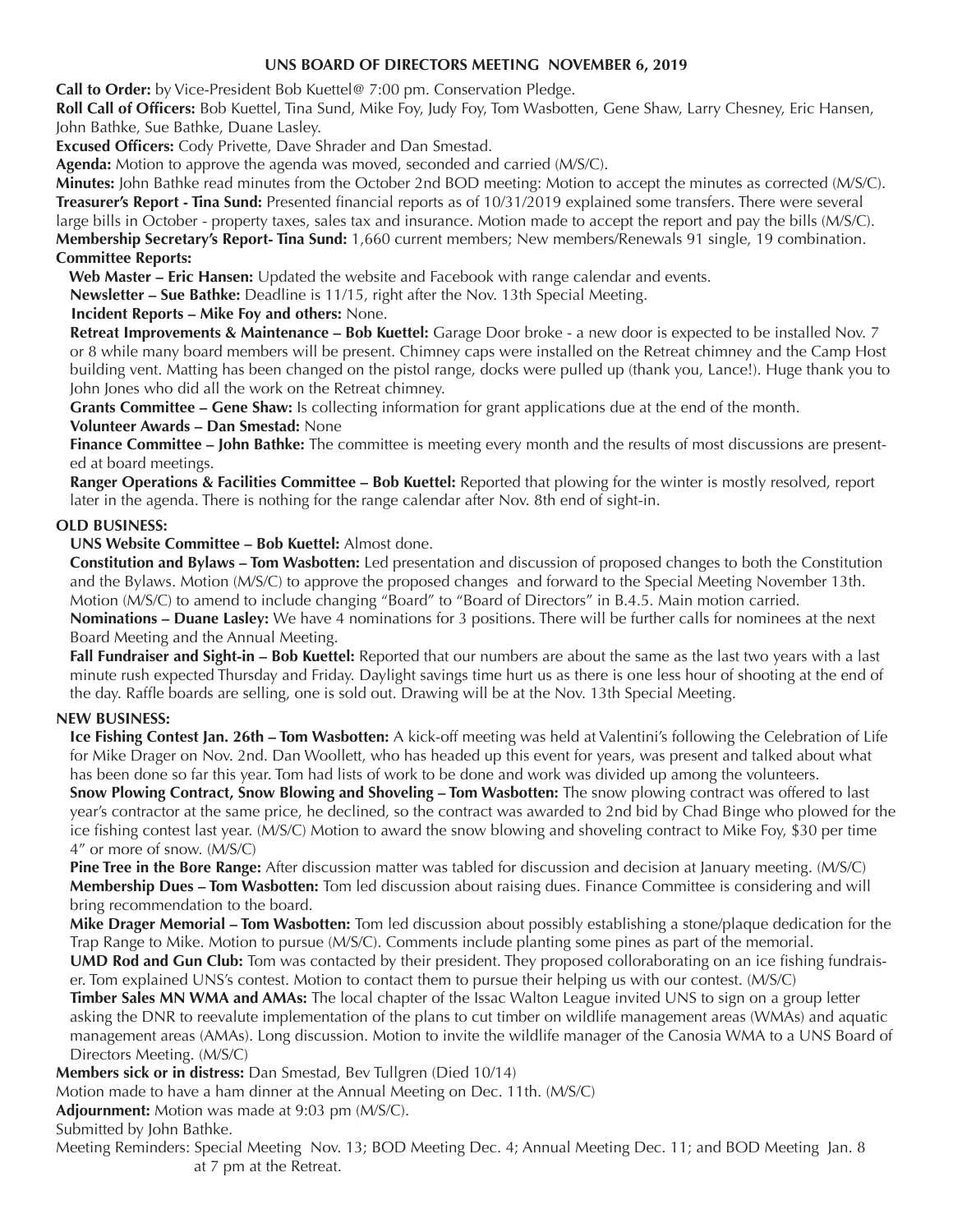# UNS BOARD OF DIRECTORS MEETING NOVEMBER 6, 2019

**Call to Order:** by Vice-President Bob Kuettel@ 7:00 pm. Conservation Pledge.

**Roll Call of Officers:** Bob Kuettel, Tina Sund, Mike Foy, Judy Foy, Tom Wasbotten, Gene Shaw, Larry Chesney, Eric Hansen, John Bathke, Sue Bathke, Duane Lasley.

**Excused Officers:** Cody Privette, Dave Shrader and Dan Smestad.

**Agenda:** Motion to approve the agenda was moved, seconded and carried (M/S/C).

**Minutes:** John Bathke read minutes from the October 2nd BOD meeting: Motion to accept the minutes as corrected (M/S/C).

**Treasurer's Report - Tina Sund:** Presented financial reports as of 10/31/2019 explained some transfers. There were several large bills in October - property taxes, sales tax and insurance. Motion made to accept the report and pay the bills (M/S/C).

**Membership Secretary's Report- Tina Sund:** 1,660 current members; New members/Renewals 91 single, 19 combination.

**Committee Reports:**

**Web Master – Eric Hansen:** Updated the website and Facebook with range calendar and events.

**Newsletter – Sue Bathke:** Deadline is 11/15, right after the Nov. 13th Special Meeting.

**Incident Reports – Mike Foy and others:** None.

**Retreat Improvements & Maintenance – Bob Kuettel:** Garage Door broke - a new door is expected to be installed Nov. 7 or 8 while many board members will be present. Chimney caps were installed on the Retreat chimney and the Camp Host building vent. Matting has been changed on the pistol range, docks were pulled up (thank you, Lance!). Huge thank you to John Jones who did all the work on the Retreat chimney.

**Grants Committee – Gene Shaw:** Is collecting information for grant applications due at the end of the month.

**Volunteer Awards – Dan Smestad:** None

**Finance Committee – John Bathke:** The committee is meeting every month and the results of most discussions are presented at board meetings.

**Ranger Operations & Facilities Committee – Bob Kuettel:** Reported that plowing for the winter is mostly resolved, report later in the agenda. There is nothing for the range calendar after Nov. 8th end of sight-in.

## OLD BUSINESS:

**UNS Website Committee – Bob Kuettel:** Almost done.

**Constitution and Bylaws – Tom Wasbotten:** Led presentation and discussion of proposed changes to both the Constitution and the Bylaws. Motion (M/S/C) to approve the proposed changes and forward to the Special Meeting November 13th. Motion (M/S/C) to amend to include changing "Board" to "Board of Directors" in B.4.5. Main motion carried.

**Nominations – Duane Lasley:** We have 4 nominations for 3 positions. There will be further calls for nominees at the next Board Meeting and the Annual Meeting.

**Fall Fundraiser and Sight-in – Bob Kuettel:** Reported that our numbers are about the same as the last two years with a last minute rush expected Thursday and Friday. Daylight savings time hurt us as there is one less hour of shooting at the end of the day. Raffle boards are selling, one is sold out. Drawing will be at the Nov. 13th Special Meeting.

## NEW BUSINESS:

**Ice Fishing Contest Jan. 26th – Tom Wasbotten:** A kick-off meeting was held at Valentini's following the Celebration of Life for Mike Drager on Nov. 2nd. Dan Woollett, who has headed up this event for years, was present and talked about what has been done so far this year. Tom had lists of work to be done and work was divided up among the volunteers.

**Snow Plowing Contract, Snow Blowing and Shoveling – Tom Wasbotten:** The snow plowing contract was offered to last year's contractor at the same price, he declined, so the contract was awarded to 2nd bid by Chad Binge who plowed for the ice fishing contest last year. (M/S/C) Motion to award the snow blowing and shoveling contract to Mike Foy, $30 per time 4" or more of snow. (M/S/C)

**Pine Tree in the Bore Range:** After discussion matter was tabled for discussion and decision at January meeting. (M/S/C)

**Membership Dues – Tom Wasbotten:** Tom led discussion about raising dues. Finance Committee is considering and will bring recommendation to the board.

**Mike Drager Memorial – Tom Wasbotten:** Tom led discussion about possibly establishing a stone/plaque dedication for the Trap Range to Mike. Motion to pursue (M/S/C). Comments include planting some pines as part of the memorial.

**UMD Rod and Gun Club:** Tom was contacted by their president. They proposed colloraborating on an ice fishing fundraiser. Tom explained UNS's contest. Motion to contact them to pursue their helping us with our contest. (M/S/C)

**Timber Sales MN WMA and AMAs:** The local chapter of the Issac Walton League invited UNS to sign on a group letter asking the DNR to reevalute implementation of the plans to cut timber on wildlife management areas (WMAs) and aquatic management areas (AMAs). Long discussion. Motion to invite the wildlife manager of the Canosia WMA to a UNS Board of Directors Meeting. (M/S/C)

**Members sick or in distress:** Dan Smestad, Bev Tullgren (Died 10/14)

Motion made to have a ham dinner at the Annual Meeting on Dec. 11th. (M/S/C)

**Adjournment:** Motion was made at 9:03 pm (M/S/C).

Submitted by John Bathke.

Meeting Reminders: Special Meeting Nov. 13; BOD Meeting Dec. 4; Annual Meeting Dec. 11; and BOD Meeting Jan. 8 at 7 pm at the Retreat.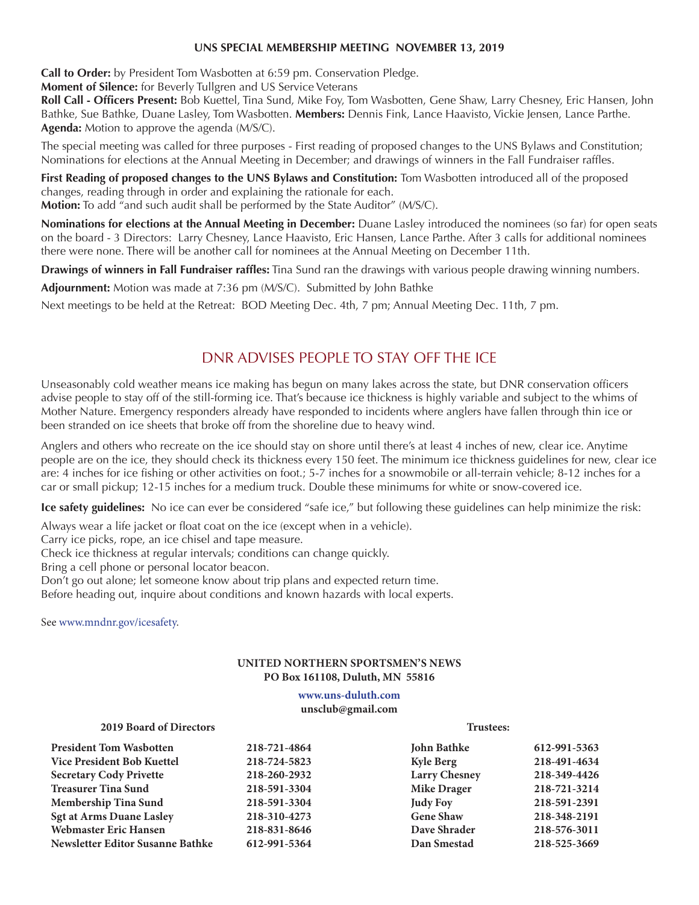## UNS SPECIAL MEMBERSHIP MEETING NOVEMBER 13, 2019

**Call to Order:** by President Tom Wasbotten at 6:59 pm. Conservation Pledge.
**Moment of Silence:** for Beverly Tullgren and US Service Veterans
**Roll Call - Officers Present:** Bob Kuettel, Tina Sund, Mike Foy, Tom Wasbotten, Gene Shaw, Larry Chesney, Eric Hansen, John Bathke, Sue Bathke, Duane Lasley, Tom Wasbotten. **Members:** Dennis Fink, Lance Haavisto, Vickie Jensen, Lance Parthe.
**Agenda:** Motion to approve the agenda (M/S/C).

The special meeting was called for three purposes - First reading of proposed changes to the UNS Bylaws and Constitution; Nominations for elections at the Annual Meeting in December; and drawings of winners in the Fall Fundraiser raffles.

**First Reading of proposed changes to the UNS Bylaws and Constitution:** Tom Wasbotten introduced all of the proposed changes, reading through in order and explaining the rationale for each.
**Motion:** To add "and such audit shall be performed by the State Auditor" (M/S/C).

**Nominations for elections at the Annual Meeting in December:** Duane Lasley introduced the nominees (so far) for open seats on the board - 3 Directors: Larry Chesney, Lance Haavisto, Eric Hansen, Lance Parthe. After 3 calls for additional nominees there were none. There will be another call for nominees at the Annual Meeting on December 11th.

**Drawings of winners in Fall Fundraiser raffles:** Tina Sund ran the drawings with various people drawing winning numbers.

**Adjournment:** Motion was made at 7:36 pm (M/S/C). Submitted by John Bathke

Next meetings to be held at the Retreat: BOD Meeting Dec. 4th, 7 pm; Annual Meeting Dec. 11th, 7 pm.

## DNR ADVISES PEOPLE TO STAY OFF THE ICE

Unseasonably cold weather means ice making has begun on many lakes across the state, but DNR conservation officers advise people to stay off of the still-forming ice. That's because ice thickness is highly variable and subject to the whims of Mother Nature. Emergency responders already have responded to incidents where anglers have fallen through thin ice or been stranded on ice sheets that broke off from the shoreline due to heavy wind.

Anglers and others who recreate on the ice should stay on shore until there's at least 4 inches of new, clear ice. Anytime people are on the ice, they should check its thickness every 150 feet. The minimum ice thickness guidelines for new, clear ice are: 4 inches for ice fishing or other activities on foot.; 5-7 inches for a snowmobile or all-terrain vehicle; 8-12 inches for a car or small pickup; 12-15 inches for a medium truck. Double these minimums for white or snow-covered ice.

**Ice safety guidelines:** No ice can ever be considered "safe ice," but following these guidelines can help minimize the risk:

Always wear a life jacket or float coat on the ice (except when in a vehicle).
Carry ice picks, rope, an ice chisel and tape measure.
Check ice thickness at regular intervals; conditions can change quickly.
Bring a cell phone or personal locator beacon.
Don't go out alone; let someone know about trip plans and expected return time.
Before heading out, inquire about conditions and known hazards with local experts.

See www.mndnr.gov/icesafety.

**UNITED NORTHERN SPORTSMEN'S NEWS**
**PO Box 161108, Duluth, MN 55816**

**www.uns-duluth.com**
**unsclub@gmail.com**

| 2019 Board of Directors | | Trustees: | |
|---|---|---|---|
| President Tom Wasbotten | 218-721-4864 | John Bathke | 612-991-5363 |
| Vice President Bob Kuettel | 218-724-5823 | Kyle Berg | 218-491-4634 |
| Secretary Cody Privette | 218-260-2932 | Larry Chesney | 218-349-4426 |
| Treasurer Tina Sund | 218-591-3304 | Mike Drager | 218-721-3214 |
| Membership Tina Sund | 218-591-3304 | Judy Foy | 218-591-2391 |
| Sgt at Arms Duane Lasley | 218-310-4273 | Gene Shaw | 218-348-2191 |
| Webmaster Eric Hansen | 218-831-8646 | Dave Shrader | 218-576-3011 |
| Newsletter Editor Susanne Bathke | 612-991-5364 | Dan Smestad | 218-525-3669 |